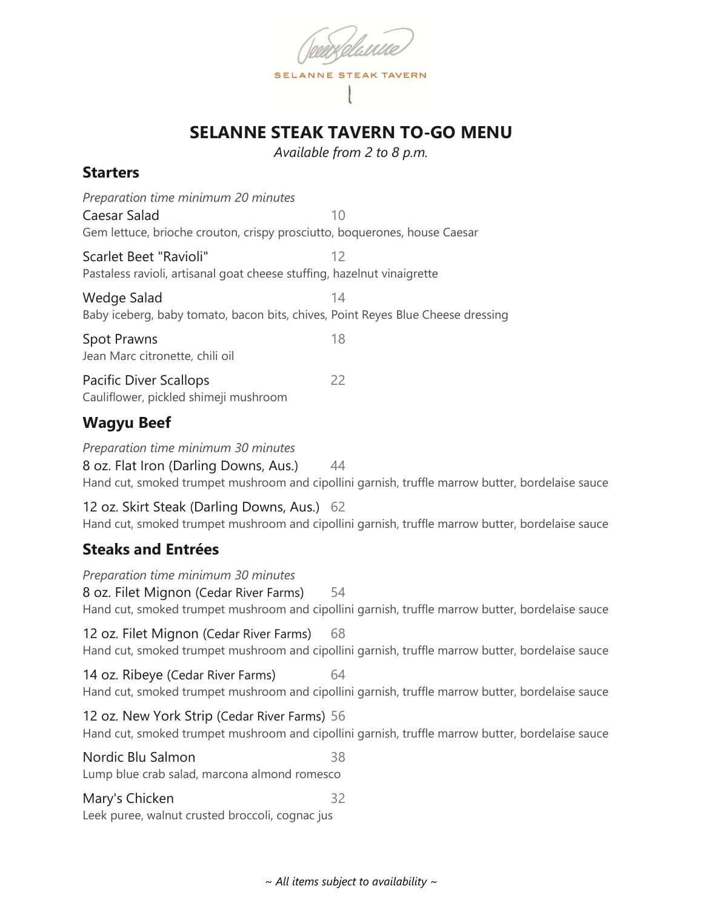SELANNE STEAK TAVERN

# SELANNE STEAK TAVERN TO-GO MENU

*Available from 2 to 8 p.m.*

## Starters

*Preparation time minimum 20 minutes*

Caesar Salad 10
Gem lettuce, brioche crouton, crispy prosciutto, boquerones, house Caesar

Scarlet Beet "Ravioli" 12
Pastaless ravioli, artisanal goat cheese stuffing, hazelnut vinaigrette

Wedge Salad 14
Baby iceberg, baby tomato, bacon bits, chives, Point Reyes Blue Cheese dressing

Spot Prawns 18
Jean Marc citronette, chili oil

Pacific Diver Scallops 22
Cauliflower, pickled shimeji mushroom

## Wagyu Beef

*Preparation time minimum 30 minutes*

8 oz. Flat Iron (Darling Downs, Aus.) 44
Hand cut, smoked trumpet mushroom and cipollini garnish, truffle marrow butter, bordelaise sauce

12 oz. Skirt Steak (Darling Downs, Aus.) 62
Hand cut, smoked trumpet mushroom and cipollini garnish, truffle marrow butter, bordelaise sauce

## Steaks and Entrées

*Preparation time minimum 30 minutes*

8 oz. Filet Mignon (Cedar River Farms) 54
Hand cut, smoked trumpet mushroom and cipollini garnish, truffle marrow butter, bordelaise sauce

12 oz. Filet Mignon (Cedar River Farms) 68
Hand cut, smoked trumpet mushroom and cipollini garnish, truffle marrow butter, bordelaise sauce

14 oz. Ribeye (Cedar River Farms) 64
Hand cut, smoked trumpet mushroom and cipollini garnish, truffle marrow butter, bordelaise sauce

12 oz. New York Strip (Cedar River Farms) 56
Hand cut, smoked trumpet mushroom and cipollini garnish, truffle marrow butter, bordelaise sauce

Nordic Blu Salmon 38
Lump blue crab salad, marcona almond romesco

Mary's Chicken 32
Leek puree, walnut crusted broccoli, cognac jus

*~ All items subject to availability ~*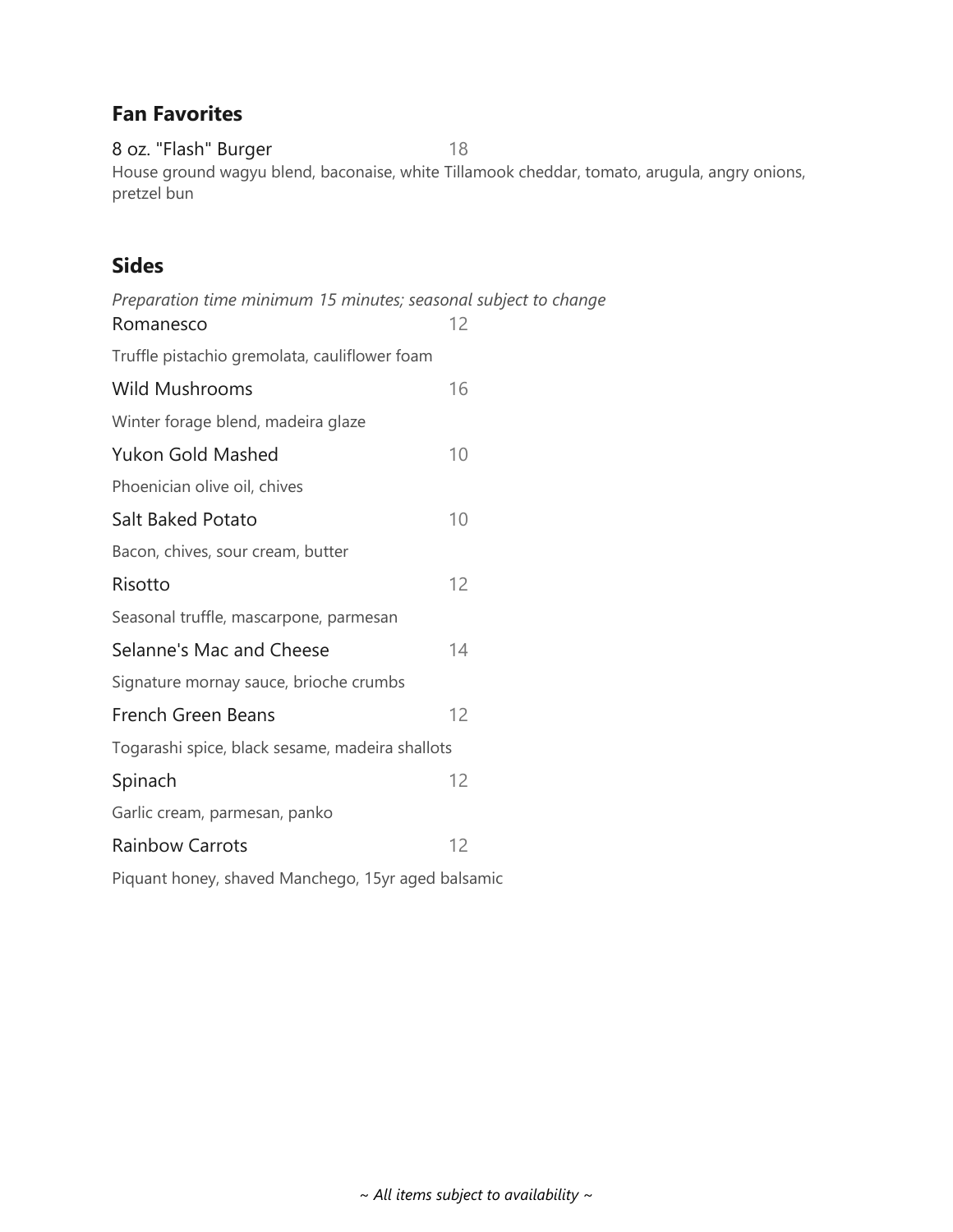## Fan Favorites

8 oz. "Flash" Burger 18

House ground wagyu blend, baconaise, white Tillamook cheddar, tomato, arugula, angry onions, pretzel bun

## Sides

*Preparation time minimum 15 minutes; seasonal subject to change*

Romanesco 12

Truffle pistachio gremolata, cauliflower foam

Wild Mushrooms 16

Winter forage blend, madeira glaze

Yukon Gold Mashed 10

Phoenician olive oil, chives

Salt Baked Potato 10

Bacon, chives, sour cream, butter

Risotto 12

Seasonal truffle, mascarpone, parmesan

Selanne's Mac and Cheese 14

Signature mornay sauce, brioche crumbs

French Green Beans 12

Togarashi spice, black sesame, madeira shallots

Spinach 12

Garlic cream, parmesan, panko

Rainbow Carrots 12

Piquant honey, shaved Manchego, 15yr aged balsamic

*~ All items subject to availability ~*